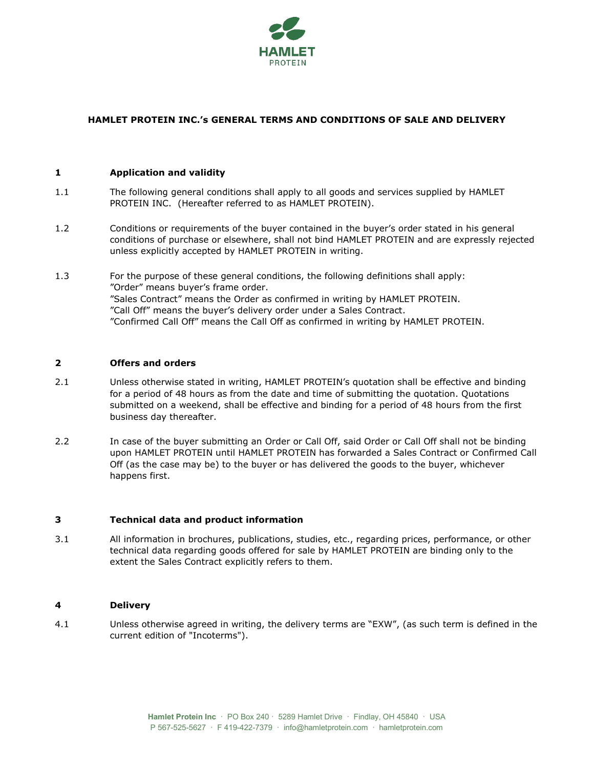# HAMLET PROTEIN INC.'s GENERAL TERMS AND CONDITIONS OF SALE AND DELIVERY

## 1 Application and validity

1.1 The following general conditions shall apply to all goods and services supplied by HAMLET PROTEIN INC. (Hereafter referred to as HAMLET PROTEIN).

1.2 Conditions or requirements of the buyer contained in the buyer's order stated in his general conditions of purchase or elsewhere, shall not bind HAMLET PROTEIN and are expressly rejected unless explicitly accepted by HAMLET PROTEIN in writing.

1.3 For the purpose of these general conditions, the following definitions shall apply:
"Order" means buyer's frame order.
"Sales Contract" means the Order as confirmed in writing by HAMLET PROTEIN.
"Call Off" means the buyer's delivery order under a Sales Contract.
"Confirmed Call Off" means the Call Off as confirmed in writing by HAMLET PROTEIN.

## 2 Offers and orders

2.1 Unless otherwise stated in writing, HAMLET PROTEIN's quotation shall be effective and binding for a period of 48 hours as from the date and time of submitting the quotation. Quotations submitted on a weekend, shall be effective and binding for a period of 48 hours from the first business day thereafter.

2.2 In case of the buyer submitting an Order or Call Off, said Order or Call Off shall not be binding upon HAMLET PROTEIN until HAMLET PROTEIN has forwarded a Sales Contract or Confirmed Call Off (as the case may be) to the buyer or has delivered the goods to the buyer, whichever happens first.

## 3 Technical data and product information

3.1 All information in brochures, publications, studies, etc., regarding prices, performance, or other technical data regarding goods offered for sale by HAMLET PROTEIN are binding only to the extent the Sales Contract explicitly refers to them.

## 4 Delivery

4.1 Unless otherwise agreed in writing, the delivery terms are "EXW", (as such term is defined in the current edition of "Incoterms").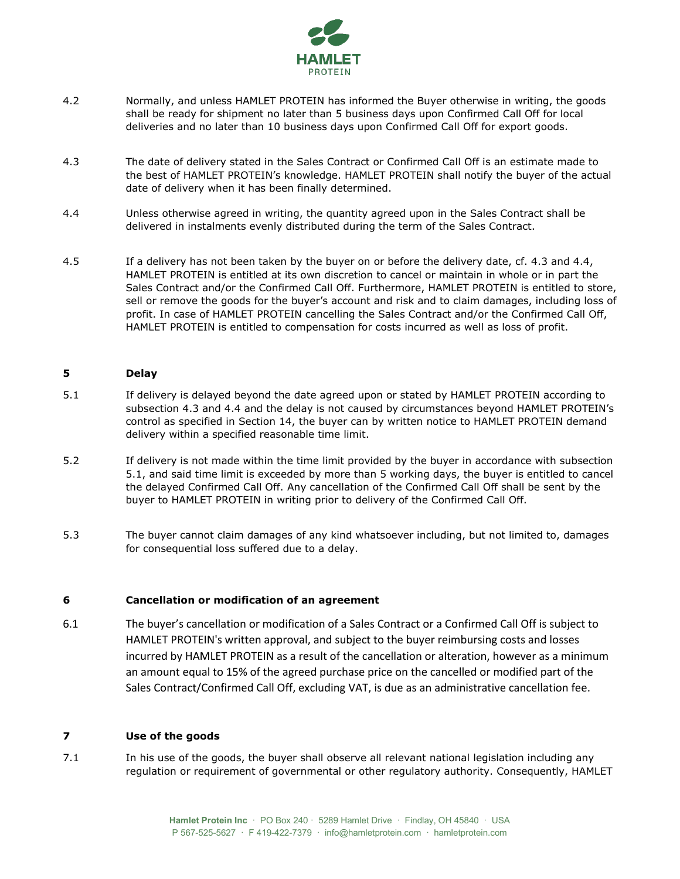4.2 Normally, and unless HAMLET PROTEIN has informed the Buyer otherwise in writing, the goods shall be ready for shipment no later than 5 business days upon Confirmed Call Off for local deliveries and no later than 10 business days upon Confirmed Call Off for export goods.

4.3 The date of delivery stated in the Sales Contract or Confirmed Call Off is an estimate made to the best of HAMLET PROTEIN's knowledge. HAMLET PROTEIN shall notify the buyer of the actual date of delivery when it has been finally determined.

4.4 Unless otherwise agreed in writing, the quantity agreed upon in the Sales Contract shall be delivered in instalments evenly distributed during the term of the Sales Contract.

4.5 If a delivery has not been taken by the buyer on or before the delivery date, cf. 4.3 and 4.4, HAMLET PROTEIN is entitled at its own discretion to cancel or maintain in whole or in part the Sales Contract and/or the Confirmed Call Off. Furthermore, HAMLET PROTEIN is entitled to store, sell or remove the goods for the buyer's account and risk and to claim damages, including loss of profit. In case of HAMLET PROTEIN cancelling the Sales Contract and/or the Confirmed Call Off, HAMLET PROTEIN is entitled to compensation for costs incurred as well as loss of profit.

## 5 Delay

5.1 If delivery is delayed beyond the date agreed upon or stated by HAMLET PROTEIN according to subsection 4.3 and 4.4 and the delay is not caused by circumstances beyond HAMLET PROTEIN's control as specified in Section 14, the buyer can by written notice to HAMLET PROTEIN demand delivery within a specified reasonable time limit.

5.2 If delivery is not made within the time limit provided by the buyer in accordance with subsection 5.1, and said time limit is exceeded by more than 5 working days, the buyer is entitled to cancel the delayed Confirmed Call Off. Any cancellation of the Confirmed Call Off shall be sent by the buyer to HAMLET PROTEIN in writing prior to delivery of the Confirmed Call Off.

5.3 The buyer cannot claim damages of any kind whatsoever including, but not limited to, damages for consequential loss suffered due to a delay.

## 6 Cancellation or modification of an agreement

6.1 The buyer's cancellation or modification of a Sales Contract or a Confirmed Call Off is subject to HAMLET PROTEIN's written approval, and subject to the buyer reimbursing costs and losses incurred by HAMLET PROTEIN as a result of the cancellation or alteration, however as a minimum an amount equal to 15% of the agreed purchase price on the cancelled or modified part of the Sales Contract/Confirmed Call Off, excluding VAT, is due as an administrative cancellation fee.

## 7 Use of the goods

7.1 In his use of the goods, the buyer shall observe all relevant national legislation including any regulation or requirement of governmental or other regulatory authority. Consequently, HAMLET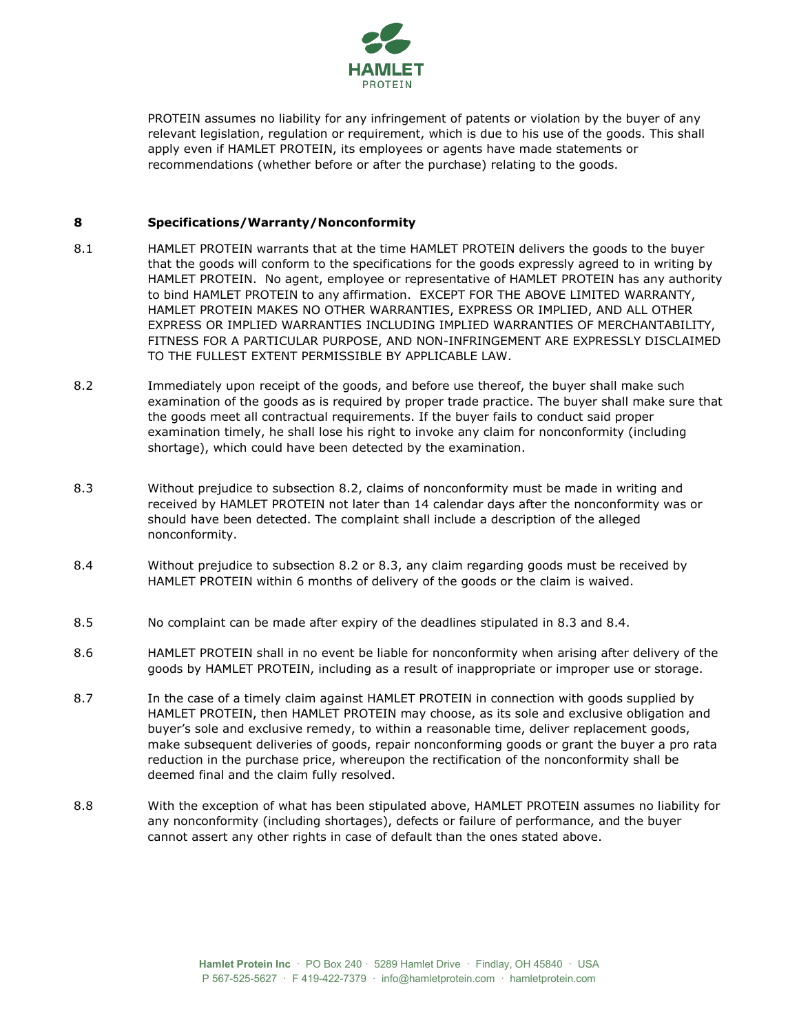PROTEIN assumes no liability for any infringement of patents or violation by the buyer of any relevant legislation, regulation or requirement, which is due to his use of the goods. This shall apply even if HAMLET PROTEIN, its employees or agents have made statements or recommendations (whether before or after the purchase) relating to the goods.

## 8 Specifications/Warranty/Nonconformity

8.1 HAMLET PROTEIN warrants that at the time HAMLET PROTEIN delivers the goods to the buyer that the goods will conform to the specifications for the goods expressly agreed to in writing by HAMLET PROTEIN. No agent, employee or representative of HAMLET PROTEIN has any authority to bind HAMLET PROTEIN to any affirmation. EXCEPT FOR THE ABOVE LIMITED WARRANTY, HAMLET PROTEIN MAKES NO OTHER WARRANTIES, EXPRESS OR IMPLIED, AND ALL OTHER EXPRESS OR IMPLIED WARRANTIES INCLUDING IMPLIED WARRANTIES OF MERCHANTABILITY, FITNESS FOR A PARTICULAR PURPOSE, AND NON-INFRINGEMENT ARE EXPRESSLY DISCLAIMED TO THE FULLEST EXTENT PERMISSIBLE BY APPLICABLE LAW.

8.2 Immediately upon receipt of the goods, and before use thereof, the buyer shall make such examination of the goods as is required by proper trade practice. The buyer shall make sure that the goods meet all contractual requirements. If the buyer fails to conduct said proper examination timely, he shall lose his right to invoke any claim for nonconformity (including shortage), which could have been detected by the examination.

8.3 Without prejudice to subsection 8.2, claims of nonconformity must be made in writing and received by HAMLET PROTEIN not later than 14 calendar days after the nonconformity was or should have been detected. The complaint shall include a description of the alleged nonconformity.

8.4 Without prejudice to subsection 8.2 or 8.3, any claim regarding goods must be received by HAMLET PROTEIN within 6 months of delivery of the goods or the claim is waived.

8.5 No complaint can be made after expiry of the deadlines stipulated in 8.3 and 8.4.

8.6 HAMLET PROTEIN shall in no event be liable for nonconformity when arising after delivery of the goods by HAMLET PROTEIN, including as a result of inappropriate or improper use or storage.

8.7 In the case of a timely claim against HAMLET PROTEIN in connection with goods supplied by HAMLET PROTEIN, then HAMLET PROTEIN may choose, as its sole and exclusive obligation and buyer's sole and exclusive remedy, to within a reasonable time, deliver replacement goods, make subsequent deliveries of goods, repair nonconforming goods or grant the buyer a pro rata reduction in the purchase price, whereupon the rectification of the nonconformity shall be deemed final and the claim fully resolved.

8.8 With the exception of what has been stipulated above, HAMLET PROTEIN assumes no liability for any nonconformity (including shortages), defects or failure of performance, and the buyer cannot assert any other rights in case of default than the ones stated above.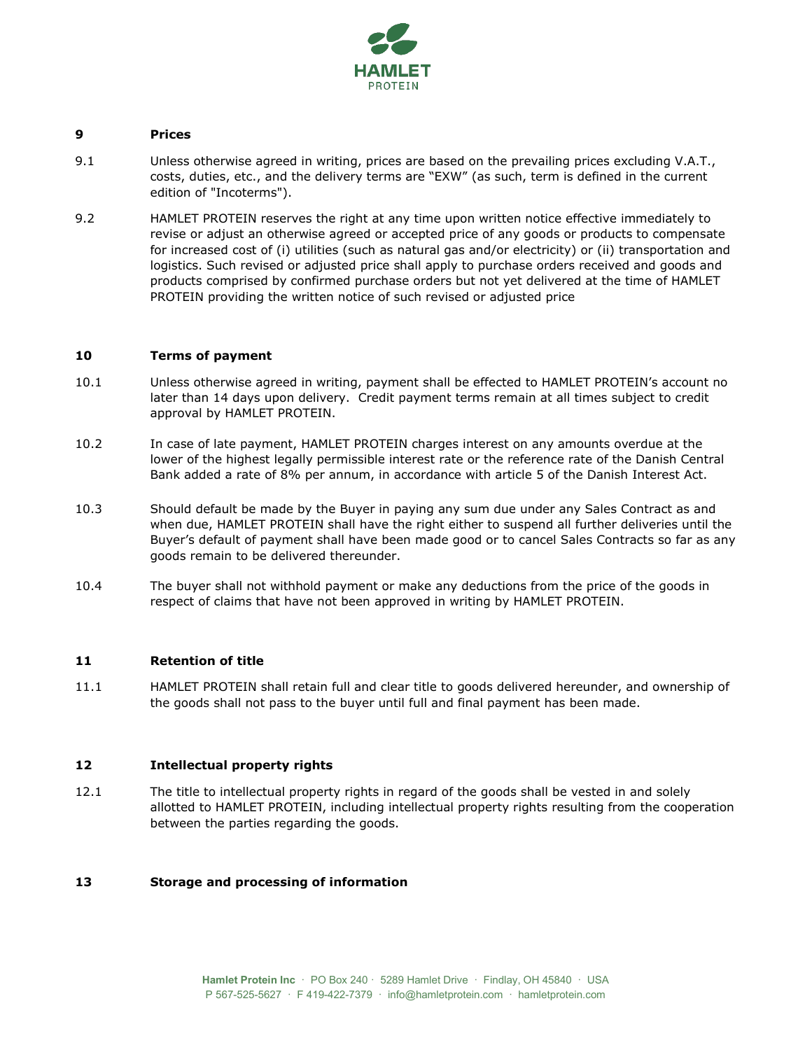## 9 Prices

9.1 Unless otherwise agreed in writing, prices are based on the prevailing prices excluding V.A.T., costs, duties, etc., and the delivery terms are "EXW" (as such, term is defined in the current edition of "Incoterms").

9.2 HAMLET PROTEIN reserves the right at any time upon written notice effective immediately to revise or adjust an otherwise agreed or accepted price of any goods or products to compensate for increased cost of (i) utilities (such as natural gas and/or electricity) or (ii) transportation and logistics. Such revised or adjusted price shall apply to purchase orders received and goods and products comprised by confirmed purchase orders but not yet delivered at the time of HAMLET PROTEIN providing the written notice of such revised or adjusted price

## 10 Terms of payment

10.1 Unless otherwise agreed in writing, payment shall be effected to HAMLET PROTEIN's account no later than 14 days upon delivery. Credit payment terms remain at all times subject to credit approval by HAMLET PROTEIN.

10.2 In case of late payment, HAMLET PROTEIN charges interest on any amounts overdue at the lower of the highest legally permissible interest rate or the reference rate of the Danish Central Bank added a rate of 8% per annum, in accordance with article 5 of the Danish Interest Act.

10.3 Should default be made by the Buyer in paying any sum due under any Sales Contract as and when due, HAMLET PROTEIN shall have the right either to suspend all further deliveries until the Buyer's default of payment shall have been made good or to cancel Sales Contracts so far as any goods remain to be delivered thereunder.

10.4 The buyer shall not withhold payment or make any deductions from the price of the goods in respect of claims that have not been approved in writing by HAMLET PROTEIN.

## 11 Retention of title

11.1 HAMLET PROTEIN shall retain full and clear title to goods delivered hereunder, and ownership of the goods shall not pass to the buyer until full and final payment has been made.

## 12 Intellectual property rights

12.1 The title to intellectual property rights in regard of the goods shall be vested in and solely allotted to HAMLET PROTEIN, including intellectual property rights resulting from the cooperation between the parties regarding the goods.

## 13 Storage and processing of information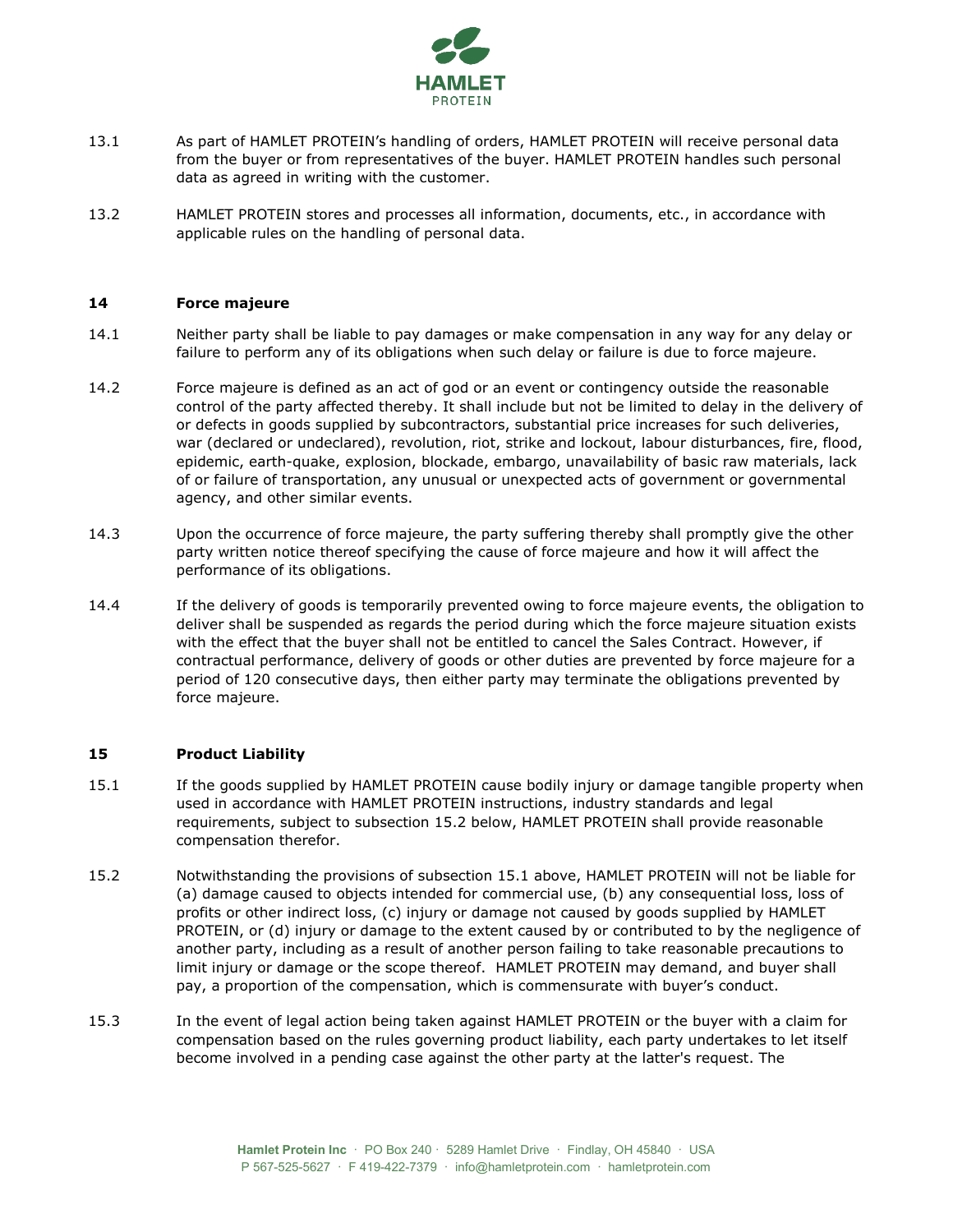13.1 As part of HAMLET PROTEIN's handling of orders, HAMLET PROTEIN will receive personal data from the buyer or from representatives of the buyer. HAMLET PROTEIN handles such personal data as agreed in writing with the customer.

13.2 HAMLET PROTEIN stores and processes all information, documents, etc., in accordance with applicable rules on the handling of personal data.

## 14 Force majeure

14.1 Neither party shall be liable to pay damages or make compensation in any way for any delay or failure to perform any of its obligations when such delay or failure is due to force majeure.

14.2 Force majeure is defined as an act of god or an event or contingency outside the reasonable control of the party affected thereby. It shall include but not be limited to delay in the delivery of or defects in goods supplied by subcontractors, substantial price increases for such deliveries, war (declared or undeclared), revolution, riot, strike and lockout, labour disturbances, fire, flood, epidemic, earth-quake, explosion, blockade, embargo, unavailability of basic raw materials, lack of or failure of transportation, any unusual or unexpected acts of government or governmental agency, and other similar events.

14.3 Upon the occurrence of force majeure, the party suffering thereby shall promptly give the other party written notice thereof specifying the cause of force majeure and how it will affect the performance of its obligations.

14.4 If the delivery of goods is temporarily prevented owing to force majeure events, the obligation to deliver shall be suspended as regards the period during which the force majeure situation exists with the effect that the buyer shall not be entitled to cancel the Sales Contract. However, if contractual performance, delivery of goods or other duties are prevented by force majeure for a period of 120 consecutive days, then either party may terminate the obligations prevented by force majeure.

## 15 Product Liability

15.1 If the goods supplied by HAMLET PROTEIN cause bodily injury or damage tangible property when used in accordance with HAMLET PROTEIN instructions, industry standards and legal requirements, subject to subsection 15.2 below, HAMLET PROTEIN shall provide reasonable compensation therefor.

15.2 Notwithstanding the provisions of subsection 15.1 above, HAMLET PROTEIN will not be liable for (a) damage caused to objects intended for commercial use, (b) any consequential loss, loss of profits or other indirect loss, (c) injury or damage not caused by goods supplied by HAMLET PROTEIN, or (d) injury or damage to the extent caused by or contributed to by the negligence of another party, including as a result of another person failing to take reasonable precautions to limit injury or damage or the scope thereof. HAMLET PROTEIN may demand, and buyer shall pay, a proportion of the compensation, which is commensurate with buyer's conduct.

15.3 In the event of legal action being taken against HAMLET PROTEIN or the buyer with a claim for compensation based on the rules governing product liability, each party undertakes to let itself become involved in a pending case against the other party at the latter's request. The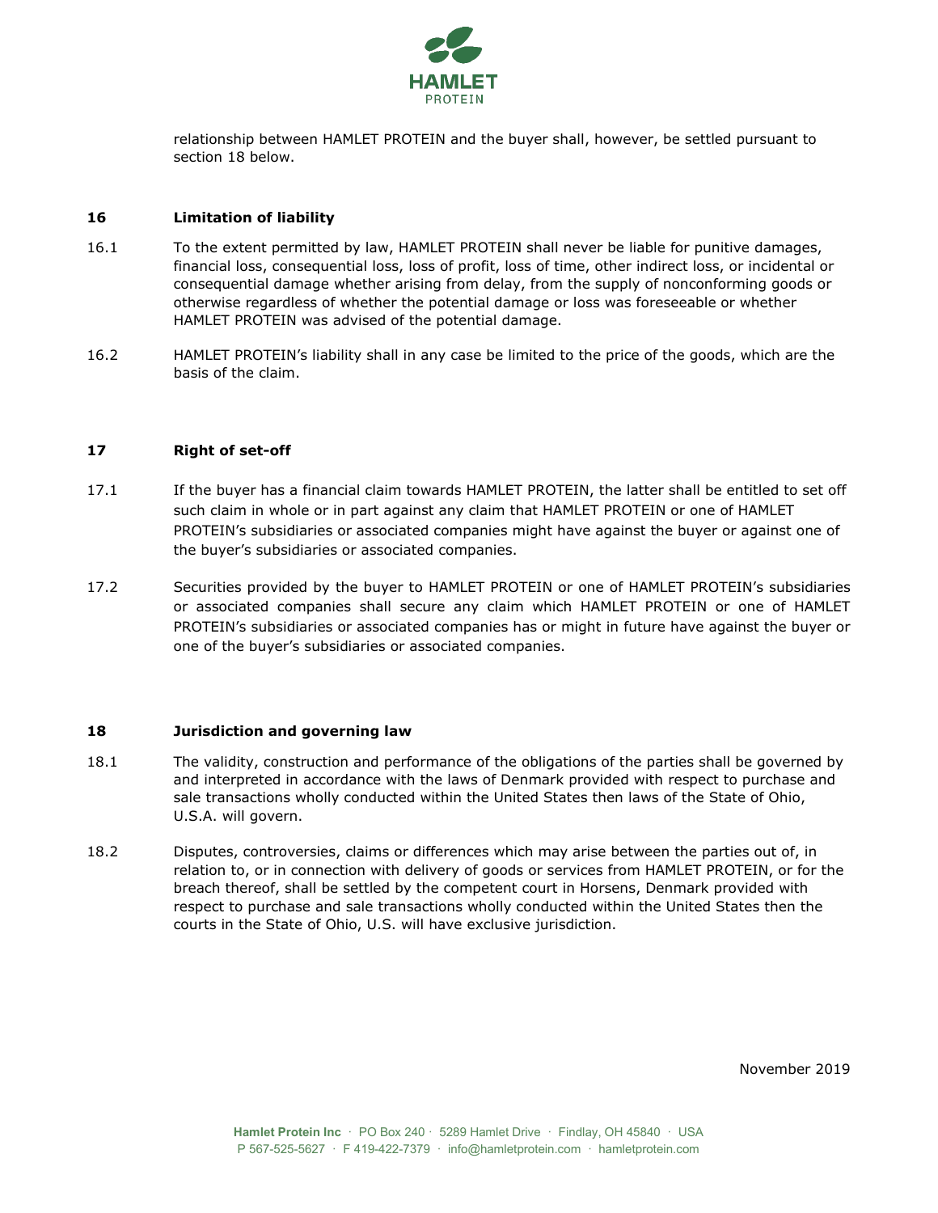relationship between HAMLET PROTEIN and the buyer shall, however, be settled pursuant to section 18 below.

## 16 Limitation of liability

16.1 To the extent permitted by law, HAMLET PROTEIN shall never be liable for punitive damages, financial loss, consequential loss, loss of profit, loss of time, other indirect loss, or incidental or consequential damage whether arising from delay, from the supply of nonconforming goods or otherwise regardless of whether the potential damage or loss was foreseeable or whether HAMLET PROTEIN was advised of the potential damage.

16.2 HAMLET PROTEIN's liability shall in any case be limited to the price of the goods, which are the basis of the claim.

## 17 Right of set-off

17.1 If the buyer has a financial claim towards HAMLET PROTEIN, the latter shall be entitled to set off such claim in whole or in part against any claim that HAMLET PROTEIN or one of HAMLET PROTEIN's subsidiaries or associated companies might have against the buyer or against one of the buyer's subsidiaries or associated companies.

17.2 Securities provided by the buyer to HAMLET PROTEIN or one of HAMLET PROTEIN's subsidiaries or associated companies shall secure any claim which HAMLET PROTEIN or one of HAMLET PROTEIN's subsidiaries or associated companies has or might in future have against the buyer or one of the buyer's subsidiaries or associated companies.

## 18 Jurisdiction and governing law

18.1 The validity, construction and performance of the obligations of the parties shall be governed by and interpreted in accordance with the laws of Denmark provided with respect to purchase and sale transactions wholly conducted within the United States then laws of the State of Ohio, U.S.A. will govern.

18.2 Disputes, controversies, claims or differences which may arise between the parties out of, in relation to, or in connection with delivery of goods or services from HAMLET PROTEIN, or for the breach thereof, shall be settled by the competent court in Horsens, Denmark provided with respect to purchase and sale transactions wholly conducted within the United States then the courts in the State of Ohio, U.S. will have exclusive jurisdiction.

November 2019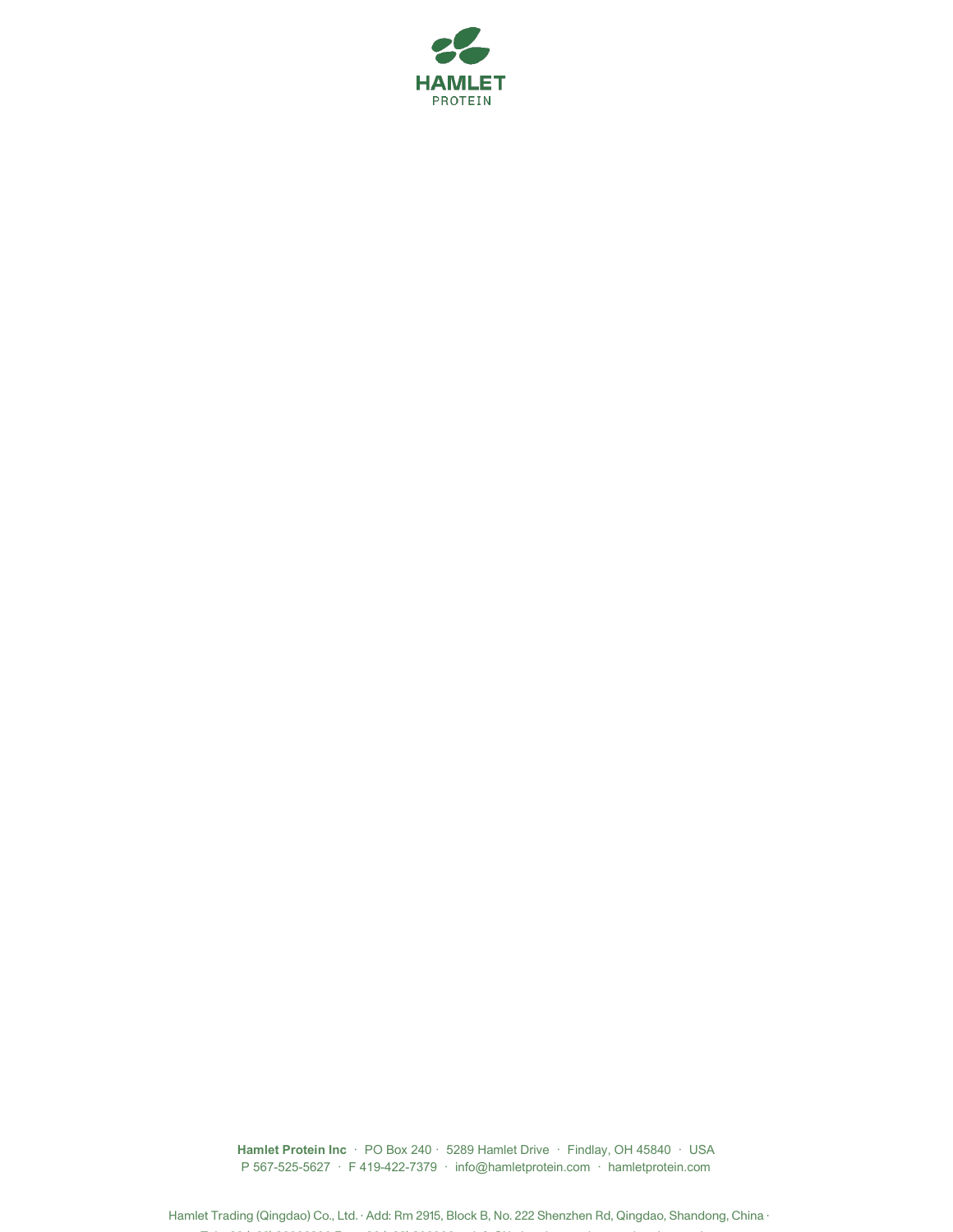HAMLET

PROTEIN

**Hamlet Protein Inc** · PO Box 240 · 5289 Hamlet Drive · Findlay, OH 45840 · USA
P 567-525-5627 · F 419-422-7379 · info@hamletprotein.com · hamletprotein.com

Hamlet Trading (Qingdao) Co., Ltd. · Add: Rm 2915, Block B, No. 222 Shenzhen Rd, Qingdao, Shandong, China ·